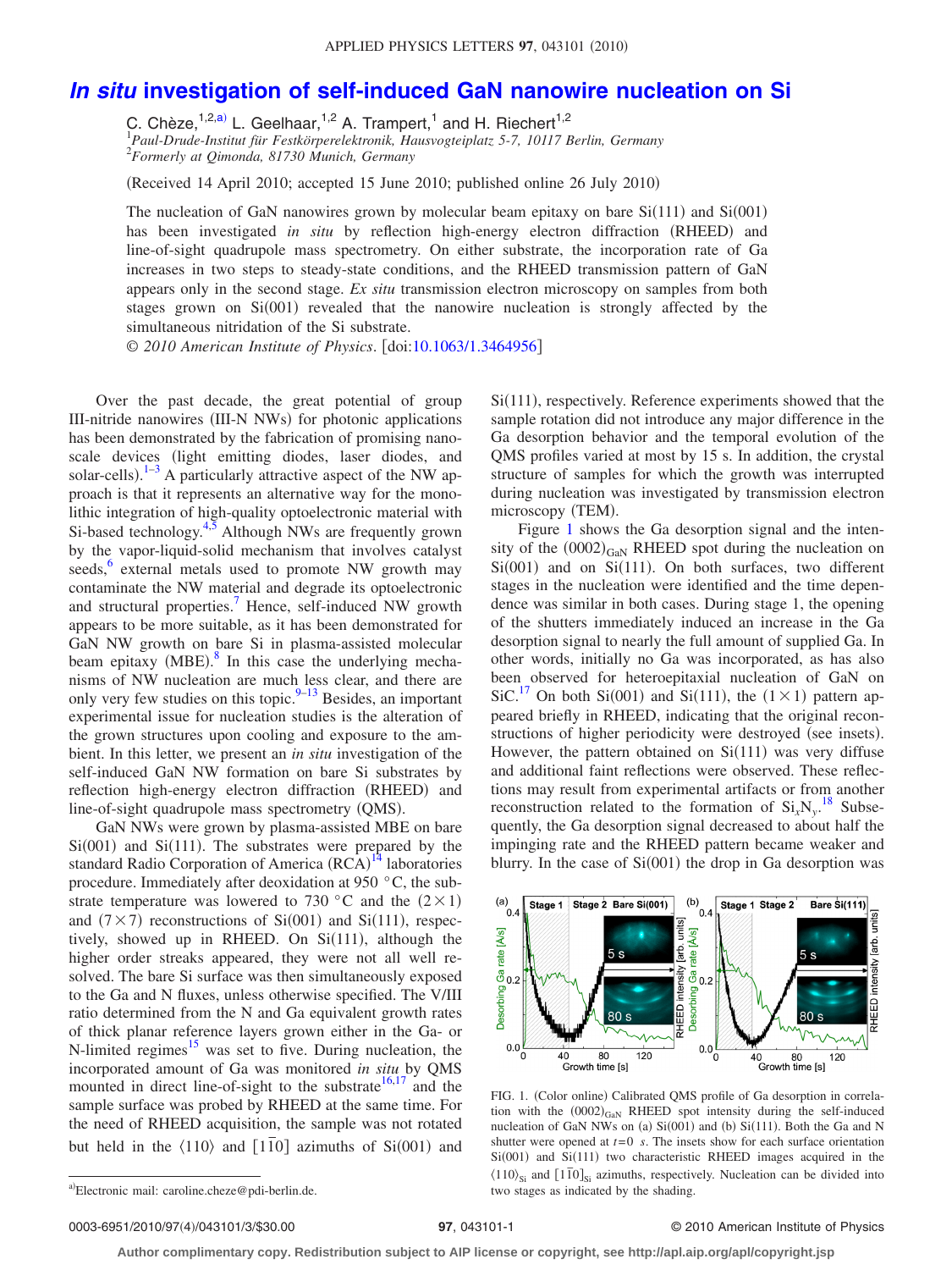# *In situ* investigation of self-induced GaN nanowire nucleation on Si

C. Chèze,[1,2,a)] L. Geelhaar,[1,2] A. Trampert,[1] and H. Riechert[1,2]

[1]*Paul-Drude-Institut für Festkörperelektronik, Hausvogteiplatz 5-7, 10117 Berlin, Germany*
[2]*Formerly at Qimonda, 81730 Munich, Germany*

(Received 14 April 2010; accepted 15 June 2010; published online 26 July 2010)

The nucleation of GaN nanowires grown by molecular beam epitaxy on bare Si(111) and Si(001) has been investigated *in situ* by reflection high-energy electron diffraction (RHEED) and line-of-sight quadrupole mass spectrometry. On either substrate, the incorporation rate of Ga increases in two steps to steady-state conditions, and the RHEED transmission pattern of GaN appears only in the second stage. *Ex situ* transmission electron microscopy on samples from both stages grown on Si(001) revealed that the nanowire nucleation is strongly affected by the simultaneous nitridation of the Si substrate.

© *2010 American Institute of Physics*. [doi:10.1063/1.3464956]

Over the past decade, the great potential of group III-nitride nanowires (III-N NWs) for photonic applications has been demonstrated by the fabrication of promising nanoscale devices (light emitting diodes, laser diodes, and solar-cells).[1–3] A particularly attractive aspect of the NW approach is that it represents an alternative way for the monolithic integration of high-quality optoelectronic material with Si-based technology.[4,5] Although NWs are frequently grown by the vapor-liquid-solid mechanism that involves catalyst seeds,[6] external metals used to promote NW growth may contaminate the NW material and degrade its optoelectronic and structural properties.[7] Hence, self-induced NW growth appears to be more suitable, as it has been demonstrated for GaN NW growth on bare Si in plasma-assisted molecular beam epitaxy (MBE).[8] In this case the underlying mechanisms of NW nucleation are much less clear, and there are only very few studies on this topic.[9–13] Besides, an important experimental issue for nucleation studies is the alteration of the grown structures upon cooling and exposure to the ambient. In this letter, we present an *in situ* investigation of the self-induced GaN NW formation on bare Si substrates by reflection high-energy electron diffraction (RHEED) and line-of-sight quadrupole mass spectrometry (QMS).

GaN NWs were grown by plasma-assisted MBE on bare Si(001) and Si(111). The substrates were prepared by the standard Radio Corporation of America (RCA)[14] laboratories procedure. Immediately after deoxidation at 950 °C, the substrate temperature was lowered to 730 °C and the (2×1) and (7×7) reconstructions of Si(001) and Si(111), respectively, showed up in RHEED. On Si(111), although the higher order streaks appeared, they were not all well resolved. The bare Si surface was then simultaneously exposed to the Ga and N fluxes, unless otherwise specified. The V/III ratio determined from the N and Ga equivalent growth rates of thick planar reference layers grown either in the Ga- or N-limited regimes[15] was set to five. During nucleation, the incorporated amount of Ga was monitored *in situ* by QMS mounted in direct line-of-sight to the substrate[16,17] and the sample surface was probed by RHEED at the same time. For the need of RHEED acquisition, the sample was not rotated but held in the ⟨110⟩ and $[1\bar{1}0]$ azimuths of Si(001) and Si(111), respectively. Reference experiments showed that the sample rotation did not introduce any major difference in the Ga desorption behavior and the temporal evolution of the QMS profiles varied at most by 15 s. In addition, the crystal structure of samples for which the growth was interrupted during nucleation was investigated by transmission electron microscopy (TEM).

Figure 1 shows the Ga desorption signal and the intensity of the $(0002)_{GaN}$ RHEED spot during the nucleation on Si(001) and on Si(111). On both surfaces, two different stages in the nucleation were identified and the time dependence was similar in both cases. During stage 1, the opening of the shutters immediately induced an increase in the Ga desorption signal to nearly the full amount of supplied Ga. In other words, initially no Ga was incorporated, as has also been observed for heteroepitaxial nucleation of GaN on SiC.[17] On both Si(001) and Si(111), the (1×1) pattern appeared briefly in RHEED, indicating that the original reconstructions of higher periodicity were destroyed (see insets). However, the pattern obtained on Si(111) was very diffuse and additional faint reflections were observed. These reflections may result from experimental artifacts or from another reconstruction related to the formation of $Si_xN_y$.[18] Subsequently, the Ga desorption signal decreased to about half the impinging rate and the RHEED pattern became weaker and blurry. In the case of Si(001) the drop in Ga desorption was

FIG. 1. (Color online) Calibrated QMS profile of Ga desorption in correlation with the $(0002)_{GaN}$ RHEED spot intensity during the self-induced nucleation of GaN NWs on (a) Si(001) and (b) Si(111). Both the Ga and N shutter were opened at $t=0$ s. The insets show for each surface orientation Si(001) and Si(111) two characteristic RHEED images acquired in the $\langle 110\rangle_{Si}$ and $[1\bar{1}0]_{Si}$ azimuths, respectively. Nucleation can be divided into two stages as indicated by the shading.

[a)]Electronic mail: caroline.cheze@pdi-berlin.de.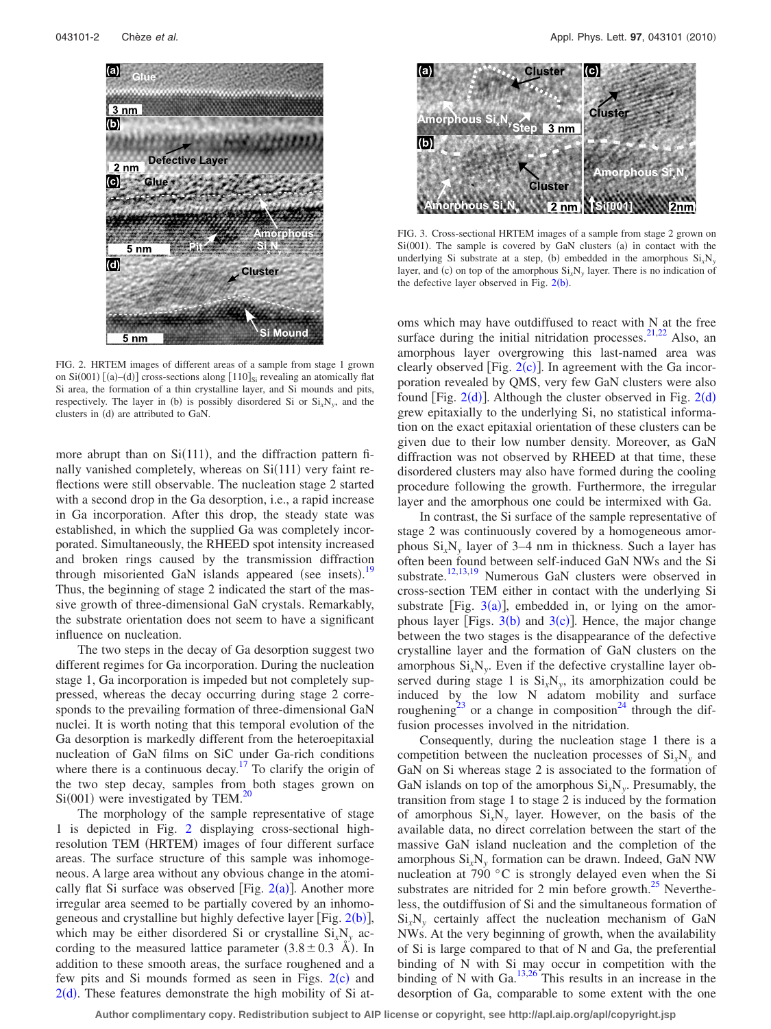FIG. 2. HRTEM images of different areas of a sample from stage 1 grown on Si(001) [(a)–(d)] cross-sections along $[110]_{Si}$ revealing an atomically flat Si area, the formation of a thin crystalline layer, and Si mounds and pits, respectively. The layer in (b) is possibly disordered Si or $Si_xN_y$, and the clusters in (d) are attributed to GaN.

more abrupt than on Si(111), and the diffraction pattern finally vanished completely, whereas on Si(111) very faint reflections were still observable. The nucleation stage 2 started with a second drop in the Ga desorption, i.e., a rapid increase in Ga incorporation. After this drop, the steady state was established, in which the supplied Ga was completely incorporated. Simultaneously, the RHEED spot intensity increased and broken rings caused by the transmission diffraction through misoriented GaN islands appeared (see insets).[19] Thus, the beginning of stage 2 indicated the start of the massive growth of three-dimensional GaN crystals. Remarkably, the substrate orientation does not seem to have a significant influence on nucleation.

The two steps in the decay of Ga desorption suggest two different regimes for Ga incorporation. During the nucleation stage 1, Ga incorporation is impeded but not completely suppressed, whereas the decay occurring during stage 2 corresponds to the prevailing formation of three-dimensional GaN nuclei. It is worth noting that this temporal evolution of the Ga desorption is markedly different from the heteroepitaxial nucleation of GaN films on SiC under Ga-rich conditions where there is a continuous decay.[17] To clarify the origin of the two step decay, samples from both stages grown on Si(001) were investigated by TEM.[20]

The morphology of the sample representative of stage 1 is depicted in Fig. 2 displaying cross-sectional high-resolution TEM (HRTEM) images of four different surface areas. The surface structure of this sample was inhomogeneous. A large area without any obvious change in the atomically flat Si surface was observed [Fig. 2(a)]. Another more irregular area seemed to be partially covered by an inhomogeneous and crystalline but highly defective layer [Fig. 2(b)], which may be either disordered Si or crystalline $Si_xN_y$ according to the measured lattice parameter ($3.8 \pm 0.3$ Å). In addition to these smooth areas, the surface roughened and a few pits and Si mounds formed as seen in Figs. 2(c) and 2(d). These features demonstrate the high mobility of Si atoms which may have outdiffused to react with N at the free surface during the initial nitridation processes.[21,22] Also, an amorphous layer overgrowing this last-named area was clearly observed [Fig. 2(c)]. In agreement with the Ga incorporation revealed by QMS, very few GaN clusters were also found [Fig. 2(d)]. Although the cluster observed in Fig. 2(d) grew epitaxially to the underlying Si, no statistical information on the exact epitaxial orientation of these clusters can be given due to their low number density. Moreover, as GaN diffraction was not observed by RHEED at that time, these disordered clusters may also have formed during the cooling procedure following the growth. Furthermore, the irregular layer and the amorphous one could be intermixed with Ga.

FIG. 3. Cross-sectional HRTEM images of a sample from stage 2 grown on Si(001). The sample is covered by GaN clusters (a) in contact with the underlying Si substrate at a step, (b) embedded in the amorphous $Si_xN_y$ layer, and (c) on top of the amorphous $Si_xN_y$ layer. There is no indication of the defective layer observed in Fig. 2(b).

In contrast, the Si surface of the sample representative of stage 2 was continuously covered by a homogeneous amorphous $Si_xN_y$ layer of 3–4 nm in thickness. Such a layer has often been found between self-induced GaN NWs and the Si substrate.[12,13,19] Numerous GaN clusters were observed in cross-section TEM either in contact with the underlying Si substrate [Fig. 3(a)], embedded in, or lying on the amorphous layer [Figs. 3(b) and 3(c)]. Hence, the major change between the two stages is the disappearance of the defective crystalline layer and the formation of GaN clusters on the amorphous $Si_xN_y$. Even if the defective crystalline layer observed during stage 1 is $Si_xN_y$, its amorphization could be induced by the low N adatom mobility and surface roughening[23] or a change in composition[24] through the diffusion processes involved in the nitridation.

Consequently, during the nucleation stage 1 there is a competition between the nucleation processes of $Si_xN_y$ and GaN on Si whereas stage 2 is associated to the formation of GaN islands on top of the amorphous $Si_xN_y$. Presumably, the transition from stage 1 to stage 2 is induced by the formation of amorphous $Si_xN_y$ layer. However, on the basis of the available data, no direct correlation between the start of the massive GaN island nucleation and the completion of the amorphous $Si_xN_y$ formation can be drawn. Indeed, GaN NW nucleation at 790 °C is strongly delayed even when the Si substrates are nitrided for 2 min before growth.[25] Nevertheless, the outdiffusion of Si and the simultaneous formation of $Si_xN_y$ certainly affect the nucleation mechanism of GaN NWs. At the very beginning of growth, when the availability of Si is large compared to that of N and Ga, the preferential binding of N with Si may occur in competition with the binding of N with Ga.[13,26] This results in an increase in the desorption of Ga, comparable to some extent with the one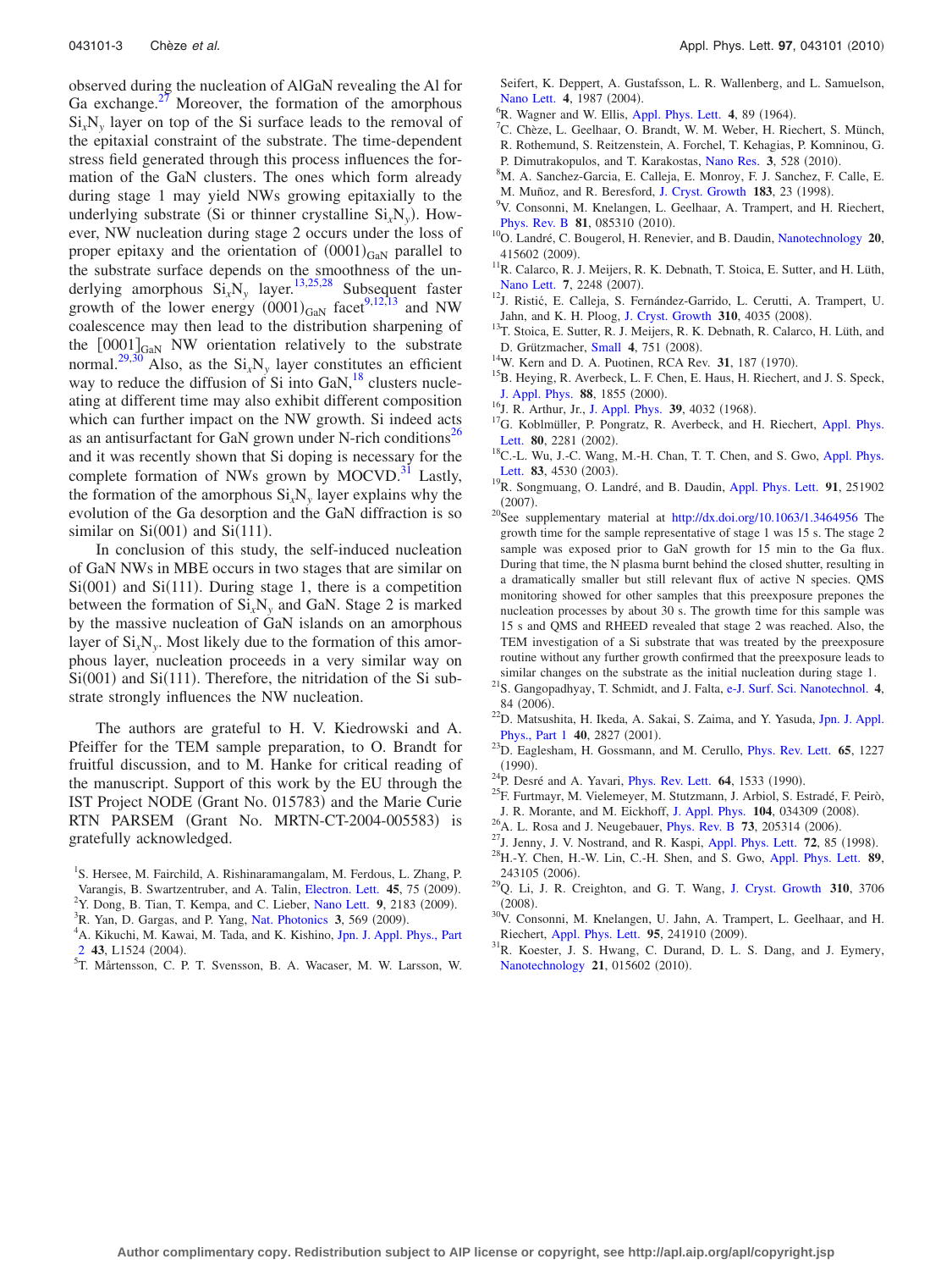observed during the nucleation of AlGaN revealing the Al for Ga exchange.[27] Moreover, the formation of the amorphous $Si_xN_y$ layer on top of the Si surface leads to the removal of the epitaxial constraint of the substrate. The time-dependent stress field generated through this process influences the formation of the GaN clusters. The ones which form already during stage 1 may yield NWs growing epitaxially to the underlying substrate (Si or thinner crystalline $Si_xN_y$). However, NW nucleation during stage 2 occurs under the loss of proper epitaxy and the orientation of $(0001)_{GaN}$ parallel to the substrate surface depends on the smoothness of the underlying amorphous $Si_xN_y$ layer.[13,25,28] Subsequent faster growth of the lower energy $(0001)_{GaN}$ facet[9,12,13] and NW coalescence may then lead to the distribution sharpening of the $[0001]_{GaN}$ NW orientation relatively to the substrate normal.[29,30] Also, as the $Si_xN_y$ layer constitutes an efficient way to reduce the diffusion of Si into GaN,[18] clusters nucleating at different time may also exhibit different composition which can further impact on the NW growth. Si indeed acts as an antisurfactant for GaN grown under N-rich conditions[26] and it was recently shown that Si doping is necessary for the complete formation of NWs grown by MOCVD.[31] Lastly, the formation of the amorphous $Si_xN_y$ layer explains why the evolution of the Ga desorption and the GaN diffraction is so similar on Si(001) and Si(111).

In conclusion of this study, the self-induced nucleation of GaN NWs in MBE occurs in two stages that are similar on Si(001) and Si(111). During stage 1, there is a competition between the formation of $Si_xN_y$ and GaN. Stage 2 is marked by the massive nucleation of GaN islands on an amorphous layer of $Si_xN_y$. Most likely due to the formation of this amorphous layer, nucleation proceeds in a very similar way on Si(001) and Si(111). Therefore, the nitridation of the Si substrate strongly influences the NW nucleation.

The authors are grateful to H. V. Kiedrowski and A. Pfeiffer for the TEM sample preparation, to O. Brandt for fruitful discussion, and to M. Hanke for critical reading of the manuscript. Support of this work by the EU through the IST Project NODE (Grant No. 015783) and the Marie Curie RTN PARSEM (Grant No. MRTN-CT-2004-005583) is gratefully acknowledged.

[1] S. Hersee, M. Fairchild, A. Rishinaramangalam, M. Ferdous, L. Zhang, P. Varangis, B. Swartzentruber, and A. Talin, Electron. Lett. **45**, 75 (2009).
[2] Y. Dong, B. Tian, T. Kempa, and C. Lieber, Nano Lett. **9**, 2183 (2009).
[3] R. Yan, D. Gargas, and P. Yang, Nat. Photonics **3**, 569 (2009).
[4] A. Kikuchi, M. Kawai, M. Tada, and K. Kishino, Jpn. J. Appl. Phys., Part 2 **43**, L1524 (2004).
[5] T. Mårtensson, C. P. T. Svensson, B. A. Wacaser, M. W. Larsson, W. Seifert, K. Deppert, A. Gustafsson, L. R. Wallenberg, and L. Samuelson, Nano Lett. **4**, 1987 (2004).
[6] R. Wagner and W. Ellis, Appl. Phys. Lett. **4**, 89 (1964).
[7] C. Chèze, L. Geelhaar, O. Brandt, W. M. Weber, H. Riechert, S. Münch, R. Rothemund, S. Reitzenstein, A. Forchel, T. Kehagias, P. Komninou, G. P. Dimutrakopulos, and T. Karakostas, Nano Res. **3**, 528 (2010).
[8] M. A. Sanchez-Garcia, E. Calleja, E. Monroy, F. J. Sanchez, F. Calle, E. Muñoz, and R. Beresford, J. Cryst. Growth **183**, 23 (1998).
[9] V. Consonni, M. Knelangen, L. Geelhaar, A. Trampert, and H. Riechert, Phys. Rev. B **81**, 085310 (2010).
[10] O. Landré, C. Bougerol, H. Renevier, and B. Daudin, Nanotechnology **20**, 415602 (2009).
[11] R. Calarco, R. J. Meijers, R. K. Debnath, T. Stoica, E. Sutter, and H. Lüth, Nano Lett. **7**, 2248 (2007).
[12] J. Ristić, E. Calleja, S. Fernández-Garrido, L. Cerutti, A. Trampert, U. Jahn, and K. H. Ploog, J. Cryst. Growth **310**, 4035 (2008).
[13] T. Stoica, E. Sutter, R. J. Meijers, R. K. Debnath, R. Calarco, H. Lüth, and D. Grützmacher, Small **4**, 751 (2008).
[14] W. Kern and D. A. Puotinen, RCA Rev. **31**, 187 (1970).
[15] B. Heying, R. Averbeck, L. F. Chen, E. Haus, H. Riechert, and J. S. Speck, J. Appl. Phys. **88**, 1855 (2000).
[16] J. R. Arthur, Jr., J. Appl. Phys. **39**, 4032 (1968).
[17] G. Koblmüller, P. Pongratz, R. Averbeck, and H. Riechert, Appl. Phys. Lett. **80**, 2281 (2002).
[18] C.-L. Wu, J.-C. Wang, M.-H. Chan, T. T. Chen, and S. Gwo, Appl. Phys. Lett. **83**, 4530 (2003).
[19] R. Songmuang, O. Landré, and B. Daudin, Appl. Phys. Lett. **91**, 251902 (2007).
[20] See supplementary material at http://dx.doi.org/10.1063/1.3464956 The growth time for the sample representative of stage 1 was 15 s. The stage 2 sample was exposed prior to GaN growth for 15 min to the Ga flux. During that time, the N plasma burnt behind the closed shutter, resulting in a dramatically smaller but still relevant flux of active N species. QMS monitoring showed for other samples that this preexposure prepones the nucleation processes by about 30 s. The growth time for this sample was 15 s and QMS and RHEED revealed that stage 2 was reached. Also, the TEM investigation of a Si substrate that was treated by the preexposure routine without any further growth confirmed that the preexposure leads to similar changes on the substrate as the initial nucleation during stage 1.
[21] S. Gangopadhyay, T. Schmidt, and J. Falta, e-J. Surf. Sci. Nanotechnol. **4**, 84 (2006).
[22] D. Matsushita, H. Ikeda, A. Sakai, S. Zaima, and Y. Yasuda, Jpn. J. Appl. Phys., Part 1 **40**, 2827 (2001).
[23] D. Eaglesham, H. Gossmann, and M. Cerullo, Phys. Rev. Lett. **65**, 1227 (1990).
[24] P. Desré and A. Yavari, Phys. Rev. Lett. **64**, 1533 (1990).
[25] F. Furtmayr, M. Vielemeyer, M. Stutzmann, J. Arbiol, S. Estradé, F. Peirò, J. R. Morante, and M. Eickhoff, J. Appl. Phys. **104**, 034309 (2008).
[26] A. L. Rosa and J. Neugebauer, Phys. Rev. B **73**, 205314 (2006).
[27] J. Jenny, J. V. Nostrand, and R. Kaspi, Appl. Phys. Lett. **72**, 85 (1998).
[28] H.-Y. Chen, H.-W. Lin, C.-H. Shen, and S. Gwo, Appl. Phys. Lett. **89**, 243105 (2006).
[29] Q. Li, J. R. Creighton, and G. T. Wang, J. Cryst. Growth **310**, 3706 (2008).
[30] V. Consonni, M. Knelangen, U. Jahn, A. Trampert, L. Geelhaar, and H. Riechert, Appl. Phys. Lett. **95**, 241910 (2009).
[31] R. Koester, J. S. Hwang, C. Durand, D. L. S. Dang, and J. Eymery, Nanotechnology **21**, 015602 (2010).